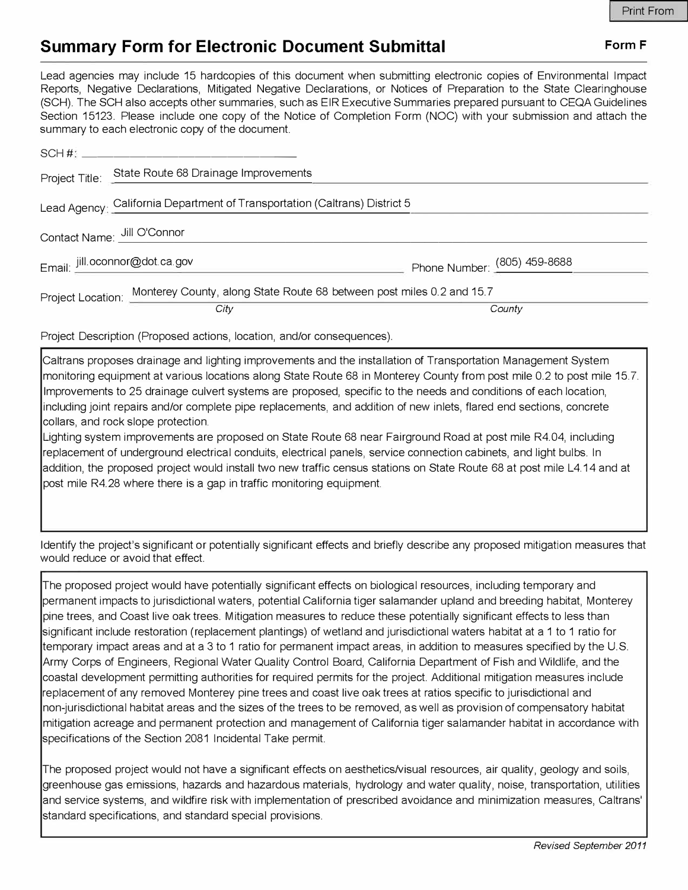Print From

# Summary Form for Electronic Document Submittal

**Form F**

Lead agencies may include 15 hardcopies of this document when submitting electronic copies of Environmental Impact Reports, Negative Declarations, Mitigated Negative Declarations, or Notices of Preparation to the State Clearinghouse (SCH). The SCH also accepts other summaries, such as EIR Executive Summaries prepared pursuant to CEQA Guidelines Section 15123. Please include one copy of the Notice of Completion Form (NOC) with your submission and attach the summary to each electronic copy of the document.

SCH #: ______________________

Project Title: State Route 68 Drainage Improvements

Lead Agency: California Department of Transportation (Caltrans) District 5

Contact Name: Jill O'Connor

Email: jill.oconnor@dot.ca.gov

Phone Number: (805) 459-8688

Project Location: Monterey County, along State Route 68 between post miles 0.2 and 15.7

*City* *County*

Project Description (Proposed actions, location, and/or consequences).

Caltrans proposes drainage and lighting improvements and the installation of Transportation Management System monitoring equipment at various locations along State Route 68 in Monterey County from post mile 0.2 to post mile 15.7. Improvements to 25 drainage culvert systems are proposed, specific to the needs and conditions of each location, including joint repairs and/or complete pipe replacements, and addition of new inlets, flared end sections, concrete collars, and rock slope protection.

Lighting system improvements are proposed on State Route 68 near Fairground Road at post mile R4.04, including replacement of underground electrical conduits, electrical panels, service connection cabinets, and light bulbs. In addition, the proposed project would install two new traffic census stations on State Route 68 at post mile L4.14 and at post mile R4.28 where there is a gap in traffic monitoring equipment.

Identify the project's significant or potentially significant effects and briefly describe any proposed mitigation measures that would reduce or avoid that effect.

The proposed project would have potentially significant effects on biological resources, including temporary and permanent impacts to jurisdictional waters, potential California tiger salamander upland and breeding habitat, Monterey pine trees, and Coast live oak trees. Mitigation measures to reduce these potentially significant effects to less than significant include restoration (replacement plantings) of wetland and jurisdictional waters habitat at a 1 to 1 ratio for temporary impact areas and at a 3 to 1 ratio for permanent impact areas, in addition to measures specified by the U.S. Army Corps of Engineers, Regional Water Quality Control Board, California Department of Fish and Wildlife, and the coastal development permitting authorities for required permits for the project. Additional mitigation measures include replacement of any removed Monterey pine trees and coast live oak trees at ratios specific to jurisdictional and non-jurisdictional habitat areas and the sizes of the trees to be removed, as well as provision of compensatory habitat mitigation acreage and permanent protection and management of California tiger salamander habitat in accordance with specifications of the Section 2081 Incidental Take permit.

The proposed project would not have a significant effects on aesthetics/visual resources, air quality, geology and soils, greenhouse gas emissions, hazards and hazardous materials, hydrology and water quality, noise, transportation, utilities and service systems, and wildfire risk with implementation of prescribed avoidance and minimization measures, Caltrans' standard specifications, and standard special provisions.

*Revised September 2011*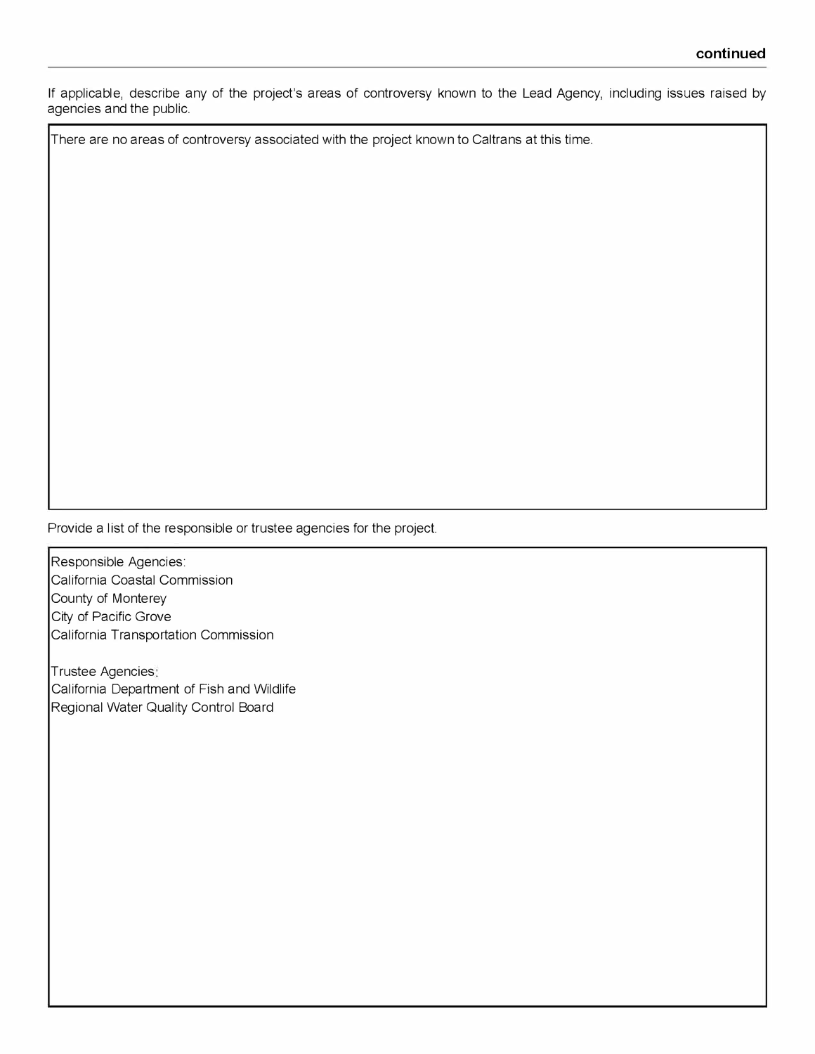If applicable, describe any of the project's areas of controversy known to the Lead Agency, including issues raised by agencies and the public.

There are no areas of controversy associated with the project known to Caltrans at this time.

Provide a list of the responsible or trustee agencies for the project.

Responsible Agencies:
California Coastal Commission
County of Monterey
City of Pacific Grove
California Transportation Commission

Trustee Agencies:
California Department of Fish and Wildlife
Regional Water Quality Control Board